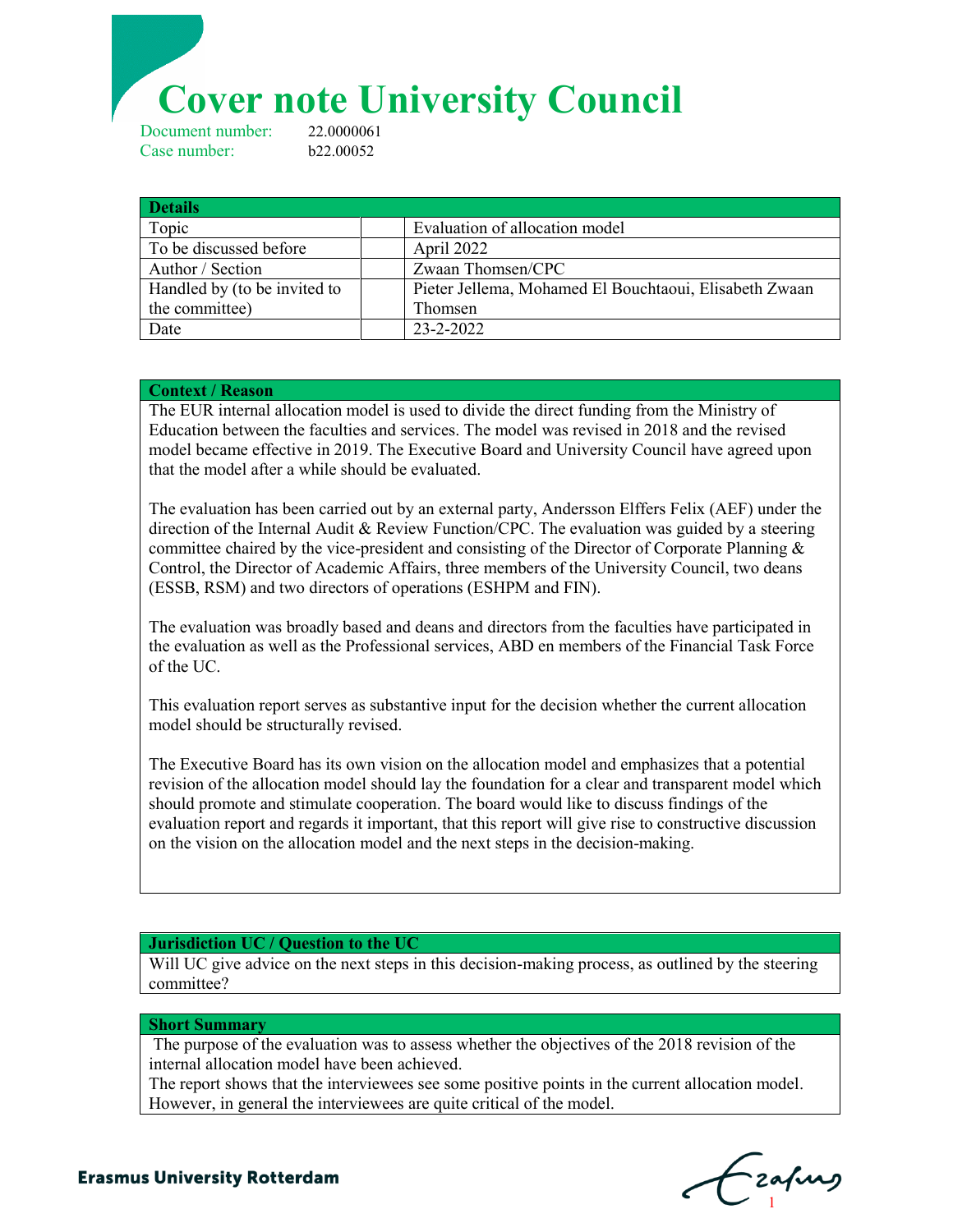# Cover note University Council

Document number: 22.0000061
Case number: b22.00052

| Details | | |
|---|---|---|
| Topic | | Evaluation of allocation model |
| To be discussed before | | April 2022 |
| Author / Section | | Zwaan Thomsen/CPC |
| Handled by (to be invited to the committee) | | Pieter Jellema, Mohamed El Bouchtaoui, Elisabeth Zwaan Thomsen |
| Date | | 23-2-2022 |

**Context / Reason**

The EUR internal allocation model is used to divide the direct funding from the Ministry of Education between the faculties and services. The model was revised in 2018 and the revised model became effective in 2019. The Executive Board and University Council have agreed upon that the model after a while should be evaluated.

The evaluation has been carried out by an external party, Andersson Elffers Felix (AEF) under the direction of the Internal Audit & Review Function/CPC. The evaluation was guided by a steering committee chaired by the vice-president and consisting of the Director of Corporate Planning & Control, the Director of Academic Affairs, three members of the University Council, two deans (ESSB, RSM) and two directors of operations (ESHPM and FIN).

The evaluation was broadly based and deans and directors from the faculties have participated in the evaluation as well as the Professional services, ABD en members of the Financial Task Force of the UC.

This evaluation report serves as substantive input for the decision whether the current allocation model should be structurally revised.

The Executive Board has its own vision on the allocation model and emphasizes that a potential revision of the allocation model should lay the foundation for a clear and transparent model which should promote and stimulate cooperation. The board would like to discuss findings of the evaluation report and regards it important, that this report will give rise to constructive discussion on the vision on the allocation model and the next steps in the decision-making.

**Jurisdiction UC / Question to the UC**

Will UC give advice on the next steps in this decision-making process, as outlined by the steering committee?

**Short Summary**

The purpose of the evaluation was to assess whether the objectives of the 2018 revision of the internal allocation model have been achieved.
The report shows that the interviewees see some positive points in the current allocation model. However, in general the interviewees are quite critical of the model.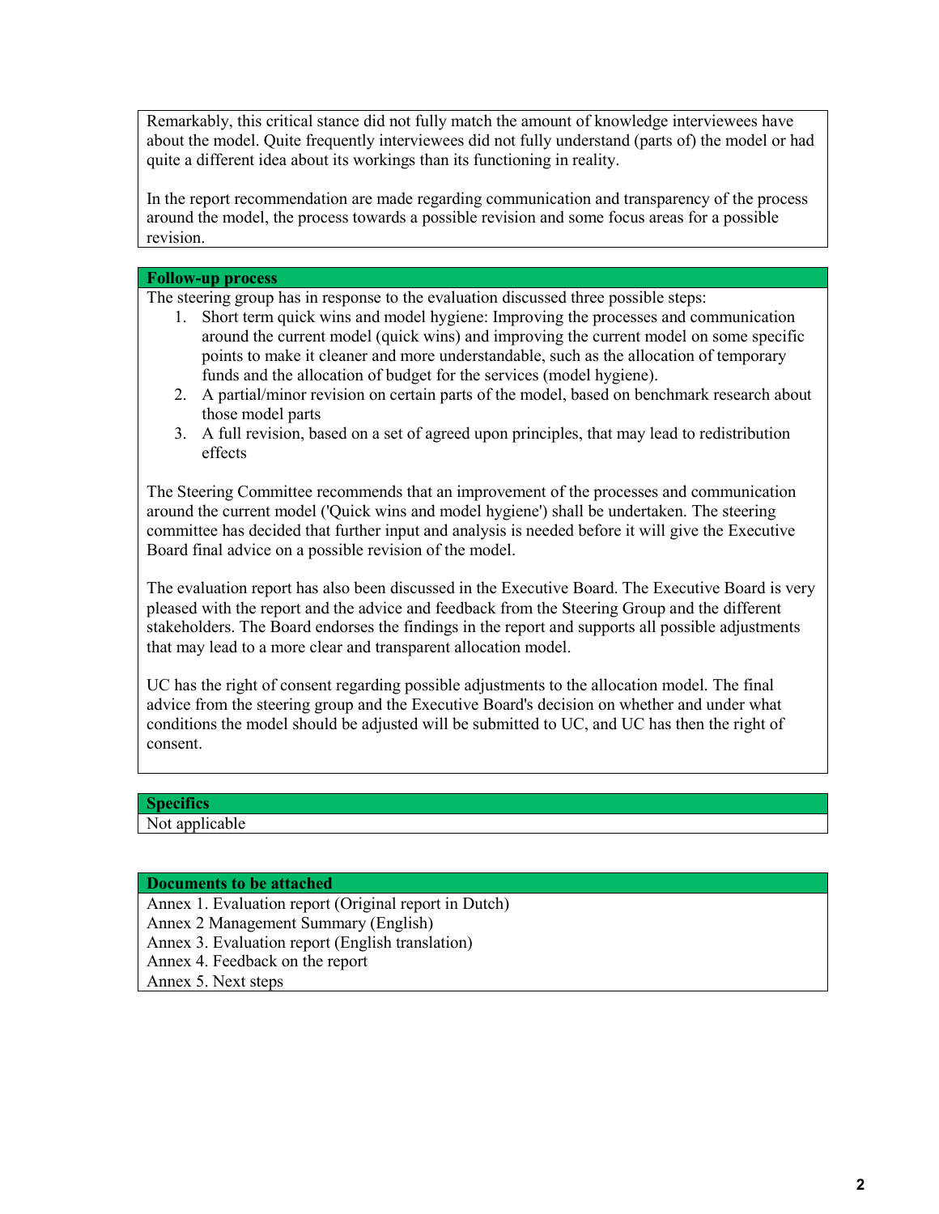Remarkably, this critical stance did not fully match the amount of knowledge interviewees have about the model. Quite frequently interviewees did not fully understand (parts of) the model or had quite a different idea about its workings than its functioning in reality.

In the report recommendation are made regarding communication and transparency of the process around the model, the process towards a possible revision and some focus areas for a possible revision.

## Follow-up process

The steering group has in response to the evaluation discussed three possible steps:

1. Short term quick wins and model hygiene: Improving the processes and communication around the current model (quick wins) and improving the current model on some specific points to make it cleaner and more understandable, such as the allocation of temporary funds and the allocation of budget for the services (model hygiene).
2. A partial/minor revision on certain parts of the model, based on benchmark research about those model parts
3. A full revision, based on a set of agreed upon principles, that may lead to redistribution effects

The Steering Committee recommends that an improvement of the processes and communication around the current model ('Quick wins and model hygiene') shall be undertaken. The steering committee has decided that further input and analysis is needed before it will give the Executive Board final advice on a possible revision of the model.

The evaluation report has also been discussed in the Executive Board. The Executive Board is very pleased with the report and the advice and feedback from the Steering Group and the different stakeholders. The Board endorses the findings in the report and supports all possible adjustments that may lead to a more clear and transparent allocation model.

UC has the right of consent regarding possible adjustments to the allocation model. The final advice from the steering group and the Executive Board's decision on whether and under what conditions the model should be adjusted will be submitted to UC, and UC has then the right of consent.

## Specifics

Not applicable

## Documents to be attached

Annex 1. Evaluation report (Original report in Dutch)
Annex 2 Management Summary (English)
Annex 3. Evaluation report (English translation)
Annex 4. Feedback on the report
Annex 5. Next steps